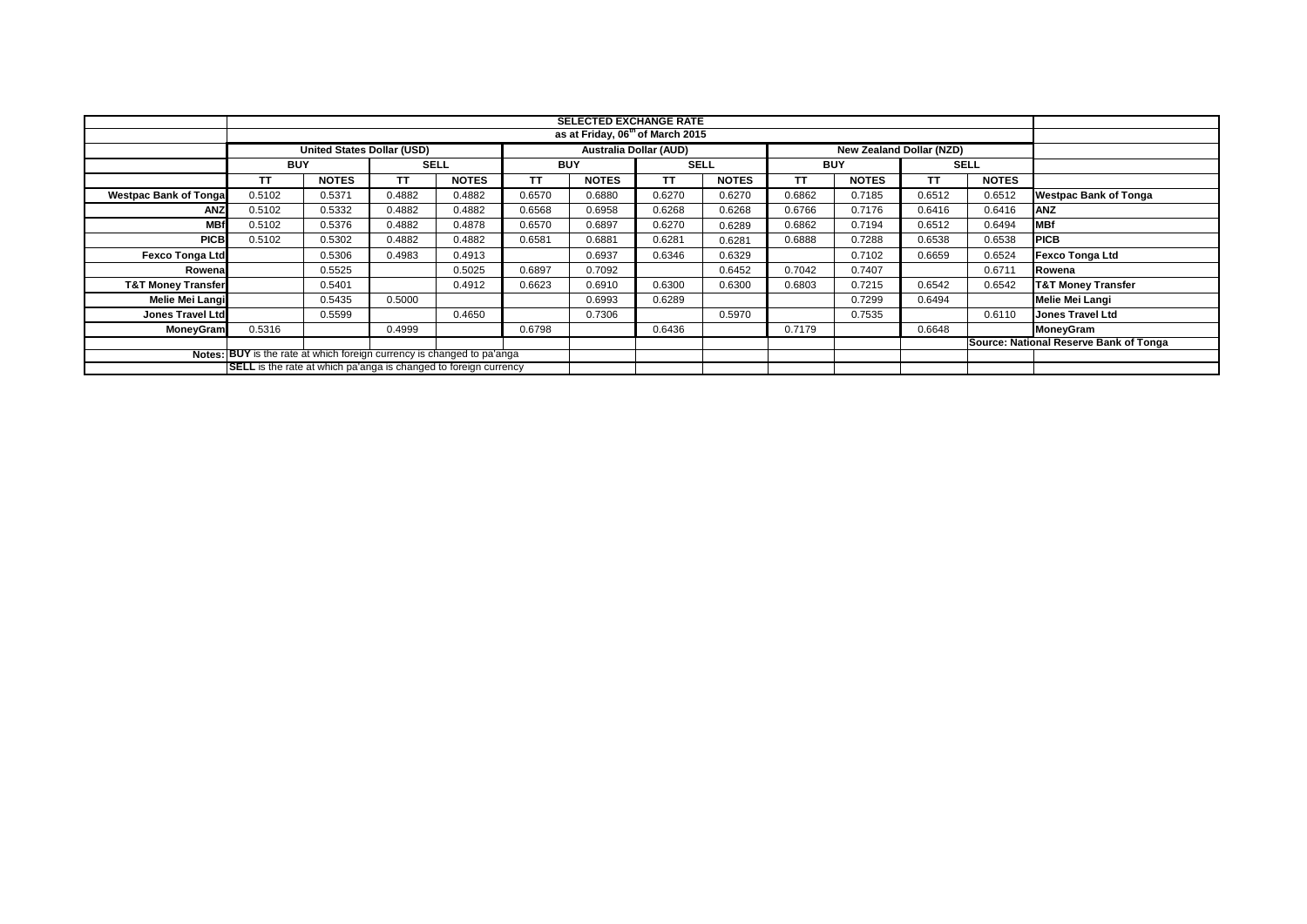| | SELECTED EXCHANGE RATE | | | | | | | | | | | | |
|---|---|---|---|---|---|---|---|---|---|---|---|---|---|
| | as at Friday, 06th of March 2015 | | | | | | | | | | | | |
| | United States Dollar (USD) | | | | Australia Dollar (AUD) | | | | New Zealand Dollar (NZD) | | | | |
| | BUY | | SELL | | BUY | | SELL | | BUY | | SELL | | |
| | TT | NOTES | TT | NOTES | TT | NOTES | TT | NOTES | TT | NOTES | TT | NOTES | |
| Westpac Bank of Tonga | 0.5102 | 0.5371 | 0.4882 | 0.4882 | 0.6570 | 0.6880 | 0.6270 | 0.6270 | 0.6862 | 0.7185 | 0.6512 | 0.6512 | Westpac Bank of Tonga |
| ANZ | 0.5102 | 0.5332 | 0.4882 | 0.4882 | 0.6568 | 0.6958 | 0.6268 | 0.6268 | 0.6766 | 0.7176 | 0.6416 | 0.6416 | ANZ |
| MBf | 0.5102 | 0.5376 | 0.4882 | 0.4878 | 0.6570 | 0.6897 | 0.6270 | 0.6289 | 0.6862 | 0.7194 | 0.6512 | 0.6494 | MBf |
| PICB | 0.5102 | 0.5302 | 0.4882 | 0.4882 | 0.6581 | 0.6881 | 0.6281 | 0.6281 | 0.6888 | 0.7288 | 0.6538 | 0.6538 | PICB |
| Fexco Tonga Ltd | | 0.5306 | 0.4983 | 0.4913 | | 0.6937 | 0.6346 | 0.6329 | | 0.7102 | 0.6659 | 0.6524 | Fexco Tonga Ltd |
| Rowena | | 0.5525 | | 0.5025 | 0.6897 | 0.7092 | | 0.6452 | 0.7042 | 0.7407 | | 0.6711 | Rowena |
| T&T Money Transfer | | 0.5401 | | 0.4912 | 0.6623 | 0.6910 | 0.6300 | 0.6300 | 0.6803 | 0.7215 | 0.6542 | 0.6542 | T&T Money Transfer |
| Melie Mei Langi | | 0.5435 | 0.5000 | | | 0.6993 | 0.6289 | | | 0.7299 | 0.6494 | | Melie Mei Langi |
| Jones Travel Ltd | | 0.5599 | | 0.4650 | | 0.7306 | | 0.5970 | | 0.7535 | | 0.6110 | Jones Travel Ltd |
| MoneyGram | 0.5316 | | 0.4999 | | 0.6798 | | 0.6436 | | 0.7179 | | 0.6648 | | MoneyGram |
| | | | | | | | | | | | | | Source: National Reserve Bank of Tonga |
| Notes: | BUY is the rate at which foreign currency is changed to pa'anga | | | | | | | | | | | | |
| | SELL is the rate at which pa'anga is changed to foreign currency | | | | | | | | | | | | |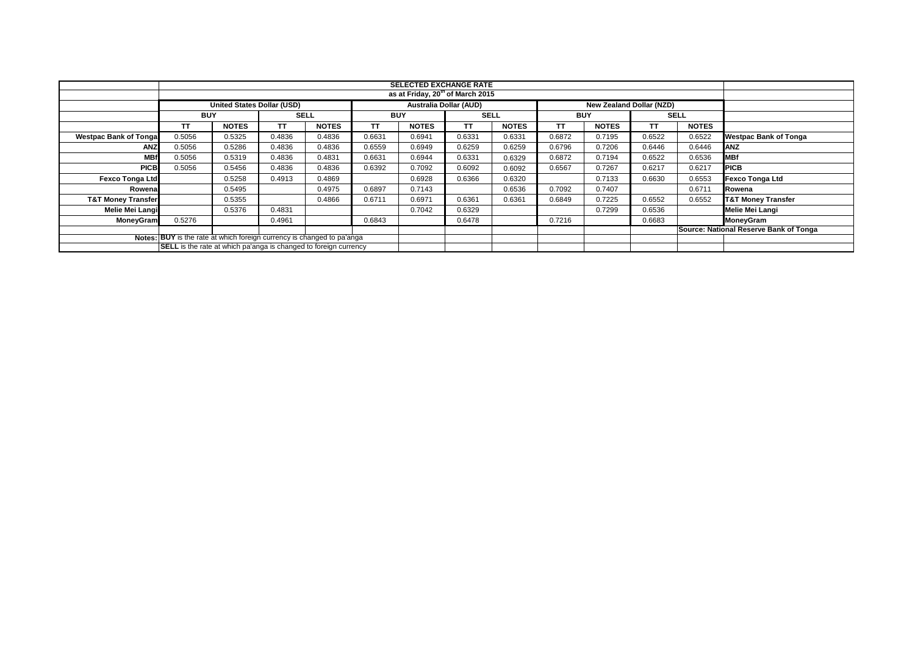| | SELECTED EXCHANGE RATE | | | | | | | | | | | | |
|---|---|---|---|---|---|---|---|---|---|---|---|---|---|
| | as at Friday, 20th of March 2015 | | | | | | | | | | | | |
| | United States Dollar (USD) | | | | Australia Dollar (AUD) | | | | New Zealand Dollar (NZD) | | | | |
| | BUY | | SELL | | BUY | | SELL | | BUY | | SELL | | |
| | TT | NOTES | TT | NOTES | TT | NOTES | TT | NOTES | TT | NOTES | TT | NOTES | |
| Westpac Bank of Tonga | 0.5056 | 0.5325 | 0.4836 | 0.4836 | 0.6631 | 0.6941 | 0.6331 | 0.6331 | 0.6872 | 0.7195 | 0.6522 | 0.6522 | Westpac Bank of Tonga |
| ANZ | 0.5056 | 0.5286 | 0.4836 | 0.4836 | 0.6559 | 0.6949 | 0.6259 | 0.6259 | 0.6796 | 0.7206 | 0.6446 | 0.6446 | ANZ |
| MBf | 0.5056 | 0.5319 | 0.4836 | 0.4831 | 0.6631 | 0.6944 | 0.6331 | 0.6329 | 0.6872 | 0.7194 | 0.6522 | 0.6536 | MBf |
| PICB | 0.5056 | 0.5456 | 0.4836 | 0.4836 | 0.6392 | 0.7092 | 0.6092 | 0.6092 | 0.6567 | 0.7267 | 0.6217 | 0.6217 | PICB |
| Fexco Tonga Ltd | | 0.5258 | 0.4913 | 0.4869 | | 0.6928 | 0.6366 | 0.6320 | | 0.7133 | 0.6630 | 0.6553 | Fexco Tonga Ltd |
| Rowena | | 0.5495 | | 0.4975 | 0.6897 | 0.7143 | | 0.6536 | 0.7092 | 0.7407 | | 0.6711 | Rowena |
| T&T Money Transfer | | 0.5355 | | 0.4866 | 0.6711 | 0.6971 | 0.6361 | 0.6361 | 0.6849 | 0.7225 | 0.6552 | 0.6552 | T&T Money Transfer |
| Melie Mei Langi | | 0.5376 | 0.4831 | | | 0.7042 | 0.6329 | | | 0.7299 | 0.6536 | | Melie Mei Langi |
| MoneyGram | 0.5276 | | 0.4961 | | 0.6843 | | 0.6478 | | 0.7216 | | 0.6683 | | MoneyGram |
| | | | | | | | | | | | | | Source: National Reserve Bank of Tonga |
| Notes: | **BUY** is the rate at which foreign currency is changed to pa'anga | | | | | | | | | | | | |
| | **SELL** is the rate at which pa'anga is changed to foreign currency | | | | | | | | | | | | |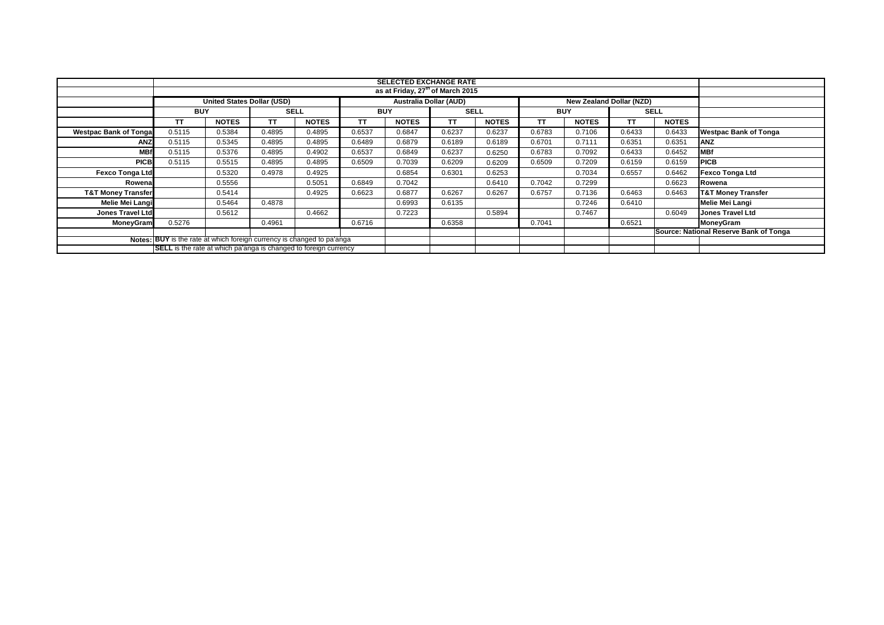| | SELECTED EXCHANGE RATE | | | | | | | | | | | | |
|---|---|---|---|---|---|---|---|---|---|---|---|---|---|
| | as at Friday, 27th of March 2015 | | | | | | | | | | | | |
| | United States Dollar (USD) | | | | Australia Dollar (AUD) | | | | New Zealand Dollar (NZD) | | | | |
| | BUY | | SELL | | BUY | | SELL | | BUY | | SELL | | |
| | TT | NOTES | TT | NOTES | TT | NOTES | TT | NOTES | TT | NOTES | TT | NOTES | |
| **Westpac Bank of Tonga** | 0.5115 | 0.5384 | 0.4895 | 0.4895 | 0.6537 | 0.6847 | 0.6237 | 0.6237 | 0.6783 | 0.7106 | 0.6433 | 0.6433 | **Westpac Bank of Tonga** |
| **ANZ** | 0.5115 | 0.5345 | 0.4895 | 0.4895 | 0.6489 | 0.6879 | 0.6189 | 0.6189 | 0.6701 | 0.7111 | 0.6351 | 0.6351 | **ANZ** |
| **MBf** | 0.5115 | 0.5376 | 0.4895 | 0.4902 | 0.6537 | 0.6849 | 0.6237 | 0.6250 | 0.6783 | 0.7092 | 0.6433 | 0.6452 | **MBf** |
| **PICB** | 0.5115 | 0.5515 | 0.4895 | 0.4895 | 0.6509 | 0.7039 | 0.6209 | 0.6209 | 0.6509 | 0.7209 | 0.6159 | 0.6159 | **PICB** |
| **Fexco Tonga Ltd** | | 0.5320 | 0.4978 | 0.4925 | | 0.6854 | 0.6301 | 0.6253 | | 0.7034 | 0.6557 | 0.6462 | **Fexco Tonga Ltd** |
| **Rowena** | | 0.5556 | | 0.5051 | 0.6849 | 0.7042 | | 0.6410 | 0.7042 | 0.7299 | | 0.6623 | **Rowena** |
| **T&T Money Transfer** | | 0.5414 | | 0.4925 | 0.6623 | 0.6877 | 0.6267 | 0.6267 | 0.6757 | 0.7136 | 0.6463 | 0.6463 | **T&T Money Transfer** |
| **Melie Mei Langi** | | 0.5464 | 0.4878 | | | 0.6993 | 0.6135 | | | 0.7246 | 0.6410 | | **Melie Mei Langi** |
| **Jones Travel Ltd** | | 0.5612 | | 0.4662 | | 0.7223 | | 0.5894 | | 0.7467 | | 0.6049 | **Jones Travel Ltd** |
| **MoneyGram** | 0.5276 | | 0.4961 | | 0.6716 | | 0.6358 | | 0.7041 | | 0.6521 | | **MoneyGram** |
| | | | | | | | | | | | | | **Source: National Reserve Bank of Tonga** |
| **Notes:** | **BUY** is the rate at which foreign currency is changed to pa'anga | | | | | | | | | | | | |
| | **SELL** is the rate at which pa'anga is changed to foreign currency | | | | | | | | | | | | |